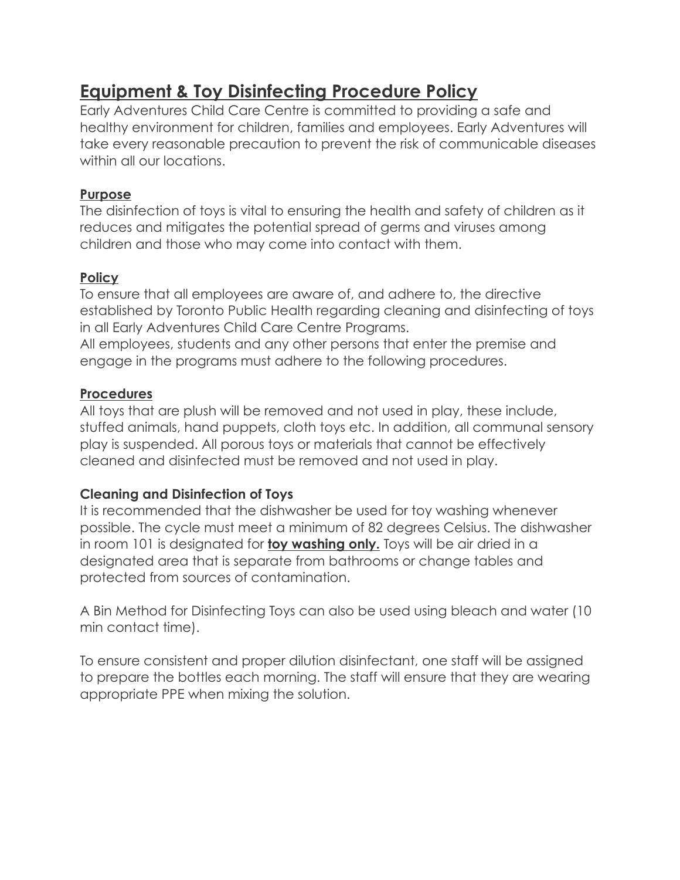# Equipment & Toy Disinfecting Procedure Policy

Early Adventures Child Care Centre is committed to providing a safe and healthy environment for children, families and employees. Early Adventures will take every reasonable precaution to prevent the risk of communicable diseases within all our locations.

## Purpose

The disinfection of toys is vital to ensuring the health and safety of children as it reduces and mitigates the potential spread of germs and viruses among children and those who may come into contact with them.

## Policy

To ensure that all employees are aware of, and adhere to, the directive established by Toronto Public Health regarding cleaning and disinfecting of toys in all Early Adventures Child Care Centre Programs.
All employees, students and any other persons that enter the premise and engage in the programs must adhere to the following procedures.

## Procedures

All toys that are plush will be removed and not used in play, these include, stuffed animals, hand puppets, cloth toys etc. In addition, all communal sensory play is suspended. All porous toys or materials that cannot be effectively cleaned and disinfected must be removed and not used in play.

### Cleaning and Disinfection of Toys

It is recommended that the dishwasher be used for toy washing whenever possible. The cycle must meet a minimum of 82 degrees Celsius. The dishwasher in room 101 is designated for **toy washing only.** Toys will be air dried in a designated area that is separate from bathrooms or change tables and protected from sources of contamination.

A Bin Method for Disinfecting Toys can also be used using bleach and water (10 min contact time).

To ensure consistent and proper dilution disinfectant, one staff will be assigned to prepare the bottles each morning. The staff will ensure that they are wearing appropriate PPE when mixing the solution.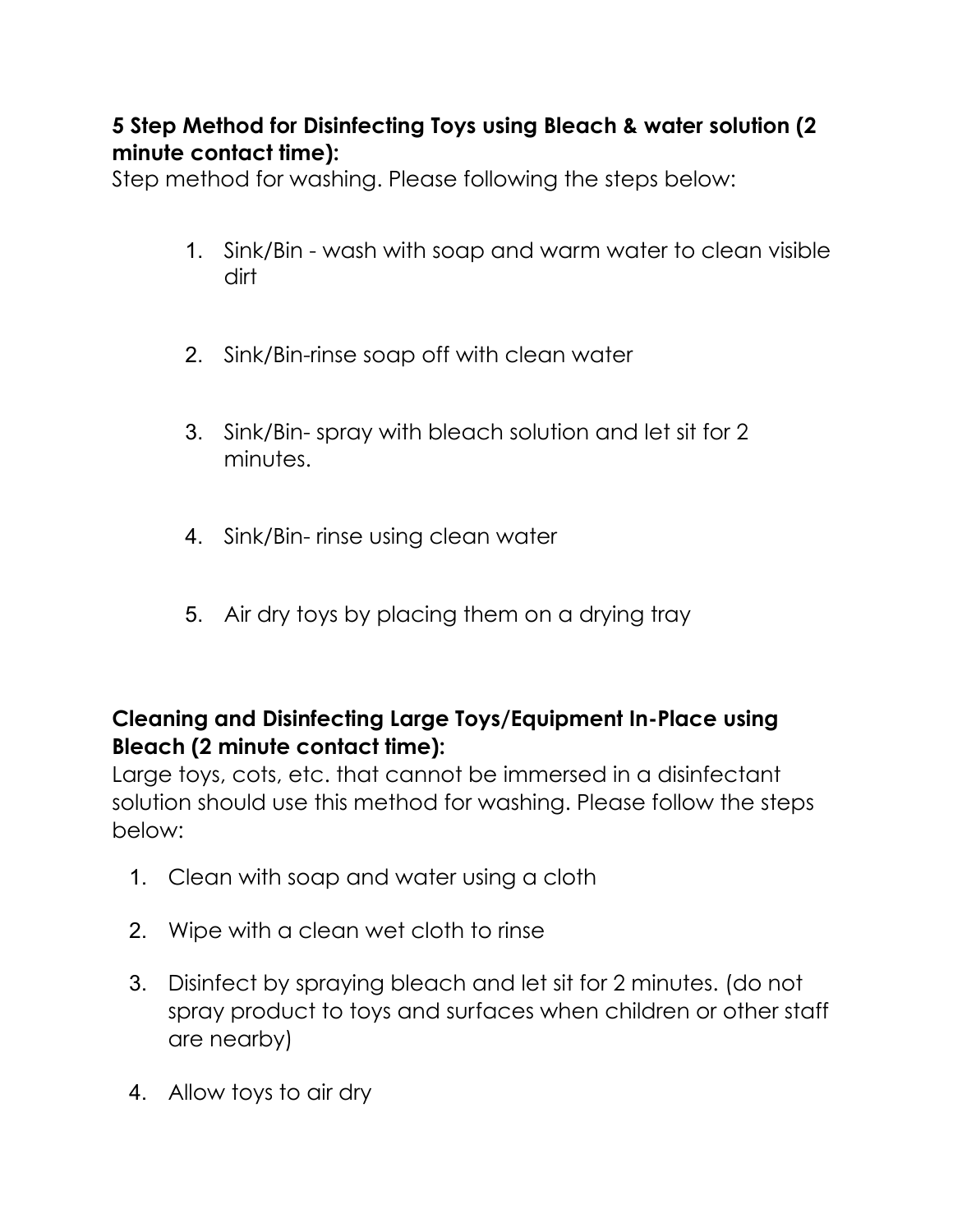**5 Step Method for Disinfecting Toys using Bleach & water solution (2 minute contact time):**

Step method for washing. Please following the steps below:

1. Sink/Bin - wash with soap and warm water to clean visible dirt
2. Sink/Bin-rinse soap off with clean water
3. Sink/Bin- spray with bleach solution and let sit for 2 minutes.
4. Sink/Bin- rinse using clean water
5. Air dry toys by placing them on a drying tray

**Cleaning and Disinfecting Large Toys/Equipment In-Place using Bleach (2 minute contact time):**

Large toys, cots, etc. that cannot be immersed in a disinfectant solution should use this method for washing. Please follow the steps below:

1. Clean with soap and water using a cloth
2. Wipe with a clean wet cloth to rinse
3. Disinfect by spraying bleach and let sit for 2 minutes. (do not spray product to toys and surfaces when children or other staff are nearby)
4. Allow toys to air dry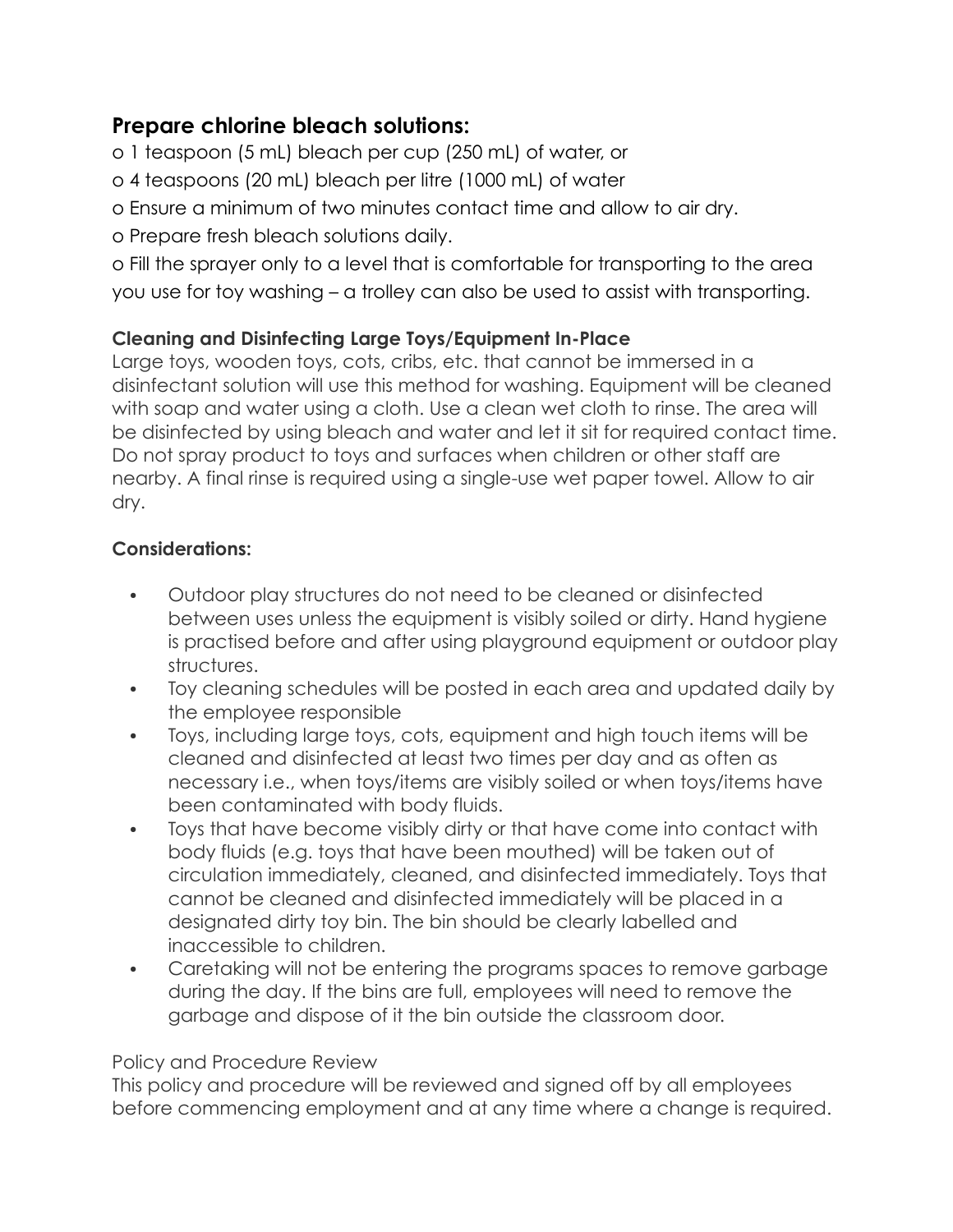## Prepare chlorine bleach solutions:

- 1 teaspoon (5 mL) bleach per cup (250 mL) of water, or
- 4 teaspoons (20 mL) bleach per litre (1000 mL) of water
- Ensure a minimum of two minutes contact time and allow to air dry.
- Prepare fresh bleach solutions daily.
- Fill the sprayer only to a level that is comfortable for transporting to the area you use for toy washing – a trolley can also be used to assist with transporting.

### Cleaning and Disinfecting Large Toys/Equipment In-Place

Large toys, wooden toys, cots, cribs, etc. that cannot be immersed in a disinfectant solution will use this method for washing. Equipment will be cleaned with soap and water using a cloth. Use a clean wet cloth to rinse. The area will be disinfected by using bleach and water and let it sit for required contact time. Do not spray product to toys and surfaces when children or other staff are nearby. A final rinse is required using a single-use wet paper towel. Allow to air dry.

### Considerations:

- Outdoor play structures do not need to be cleaned or disinfected between uses unless the equipment is visibly soiled or dirty. Hand hygiene is practised before and after using playground equipment or outdoor play structures.
- Toy cleaning schedules will be posted in each area and updated daily by the employee responsible
- Toys, including large toys, cots, equipment and high touch items will be cleaned and disinfected at least two times per day and as often as necessary i.e., when toys/items are visibly soiled or when toys/items have been contaminated with body fluids.
- Toys that have become visibly dirty or that have come into contact with body fluids (e.g. toys that have been mouthed) will be taken out of circulation immediately, cleaned, and disinfected immediately. Toys that cannot be cleaned and disinfected immediately will be placed in a designated dirty toy bin. The bin should be clearly labelled and inaccessible to children.
- Caretaking will not be entering the programs spaces to remove garbage during the day. If the bins are full, employees will need to remove the garbage and dispose of it the bin outside the classroom door.

Policy and Procedure Review

This policy and procedure will be reviewed and signed off by all employees before commencing employment and at any time where a change is required.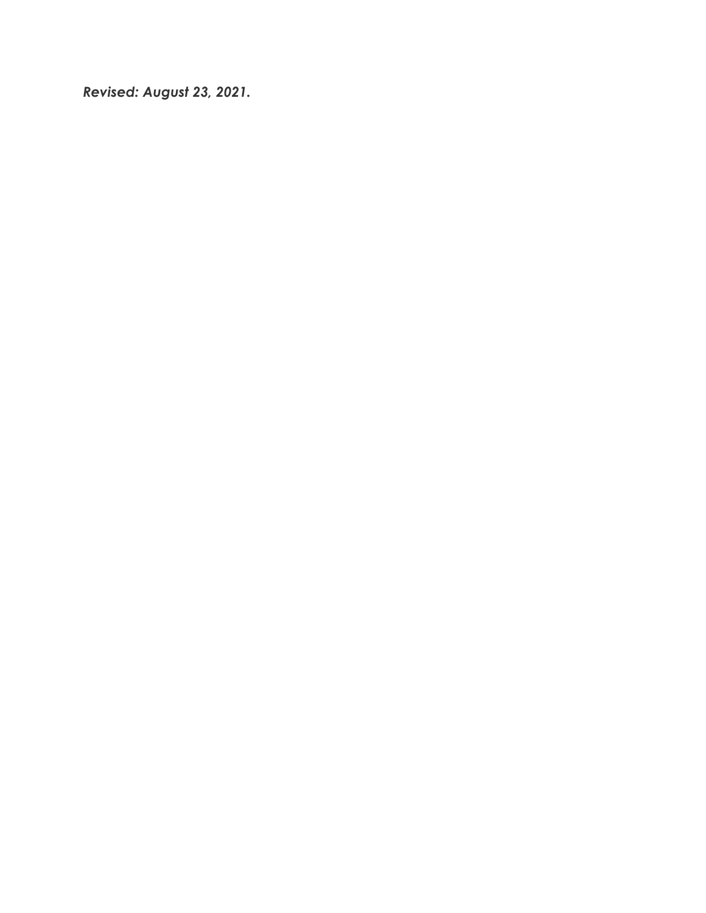***Revised: August 23, 2021.***